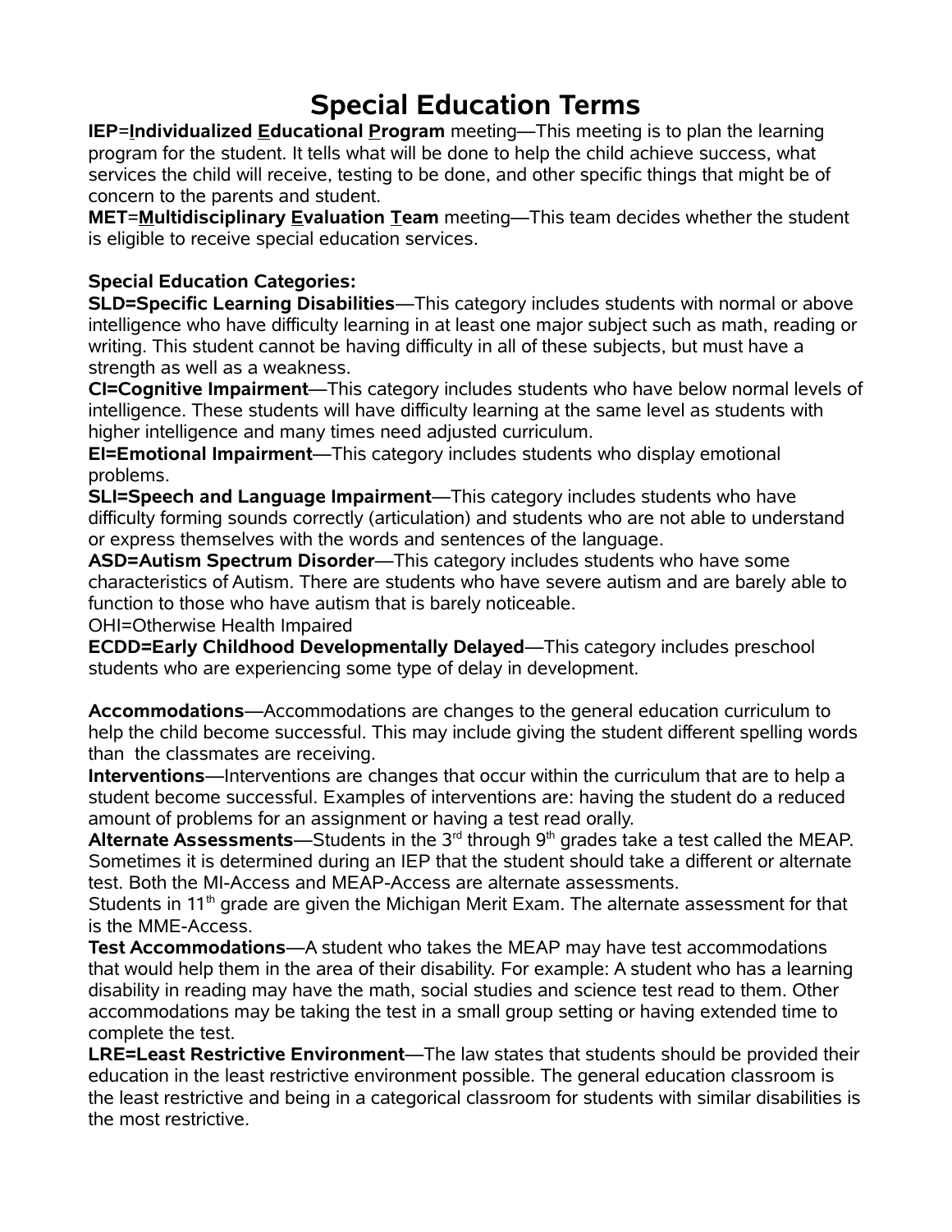# Special Education Terms

**IEP**=**Individualized Educational Program** meeting—This meeting is to plan the learning program for the student. It tells what will be done to help the child achieve success, what services the child will receive, testing to be done, and other specific things that might be of concern to the parents and student.

**MET**=**Multidisciplinary Evaluation Team** meeting—This team decides whether the student is eligible to receive special education services.

**Special Education Categories:**

**SLD=Specific Learning Disabilities**—This category includes students with normal or above intelligence who have difficulty learning in at least one major subject such as math, reading or writing. This student cannot be having difficulty in all of these subjects, but must have a strength as well as a weakness.

**CI=Cognitive Impairment**—This category includes students who have below normal levels of intelligence. These students will have difficulty learning at the same level as students with higher intelligence and many times need adjusted curriculum.

**EI=Emotional Impairment**—This category includes students who display emotional problems.

**SLI=Speech and Language Impairment**—This category includes students who have difficulty forming sounds correctly (articulation) and students who are not able to understand or express themselves with the words and sentences of the language.

**ASD=Autism Spectrum Disorder**—This category includes students who have some characteristics of Autism. There are students who have severe autism and are barely able to function to those who have autism that is barely noticeable.

OHI=Otherwise Health Impaired

**ECDD=Early Childhood Developmentally Delayed**—This category includes preschool students who are experiencing some type of delay in development.

**Accommodations**—Accommodations are changes to the general education curriculum to help the child become successful. This may include giving the student different spelling words than the classmates are receiving.

**Interventions**—Interventions are changes that occur within the curriculum that are to help a student become successful. Examples of interventions are: having the student do a reduced amount of problems for an assignment or having a test read orally.

**Alternate Assessments**—Students in the 3rd through 9th grades take a test called the MEAP. Sometimes it is determined during an IEP that the student should take a different or alternate test. Both the MI-Access and MEAP-Access are alternate assessments.

Students in 11th grade are given the Michigan Merit Exam. The alternate assessment for that is the MME-Access.

**Test Accommodations**—A student who takes the MEAP may have test accommodations that would help them in the area of their disability. For example: A student who has a learning disability in reading may have the math, social studies and science test read to them. Other accommodations may be taking the test in a small group setting or having extended time to complete the test.

**LRE=Least Restrictive Environment**—The law states that students should be provided their education in the least restrictive environment possible. The general education classroom is the least restrictive and being in a categorical classroom for students with similar disabilities is the most restrictive.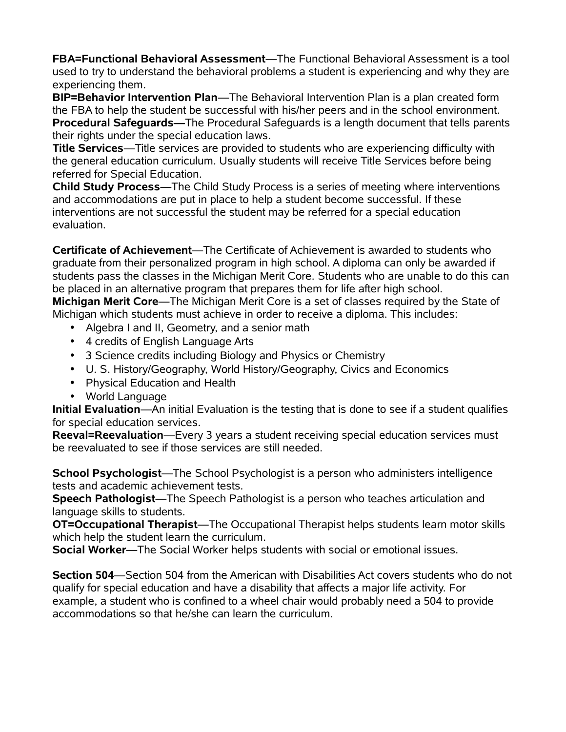**FBA=Functional Behavioral Assessment**—The Functional Behavioral Assessment is a tool used to try to understand the behavioral problems a student is experiencing and why they are experiencing them.
**BIP=Behavior Intervention Plan**—The Behavioral Intervention Plan is a plan created form the FBA to help the student be successful with his/her peers and in the school environment.
**Procedural Safeguards—**The Procedural Safeguards is a length document that tells parents their rights under the special education laws.
**Title Services**—Title services are provided to students who are experiencing difficulty with the general education curriculum. Usually students will receive Title Services before being referred for Special Education.
**Child Study Process**—The Child Study Process is a series of meeting where interventions and accommodations are put in place to help a student become successful. If these interventions are not successful the student may be referred for a special education evaluation.

**Certificate of Achievement**—The Certificate of Achievement is awarded to students who graduate from their personalized program in high school. A diploma can only be awarded if students pass the classes in the Michigan Merit Core. Students who are unable to do this can be placed in an alternative program that prepares them for life after high school.
**Michigan Merit Core**—The Michigan Merit Core is a set of classes required by the State of Michigan which students must achieve in order to receive a diploma. This includes:

- Algebra I and II, Geometry, and a senior math
- 4 credits of English Language Arts
- 3 Science credits including Biology and Physics or Chemistry
- U. S. History/Geography, World History/Geography, Civics and Economics
- Physical Education and Health
- World Language

**Initial Evaluation**—An initial Evaluation is the testing that is done to see if a student qualifies for special education services.
**Reeval=Reevaluation**—Every 3 years a student receiving special education services must be reevaluated to see if those services are still needed.

**School Psychologist**—The School Psychologist is a person who administers intelligence tests and academic achievement tests.
**Speech Pathologist**—The Speech Pathologist is a person who teaches articulation and language skills to students.
**OT=Occupational Therapist**—The Occupational Therapist helps students learn motor skills which help the student learn the curriculum.
**Social Worker**—The Social Worker helps students with social or emotional issues.

**Section 504**—Section 504 from the American with Disabilities Act covers students who do not qualify for special education and have a disability that affects a major life activity. For example, a student who is confined to a wheel chair would probably need a 504 to provide accommodations so that he/she can learn the curriculum.